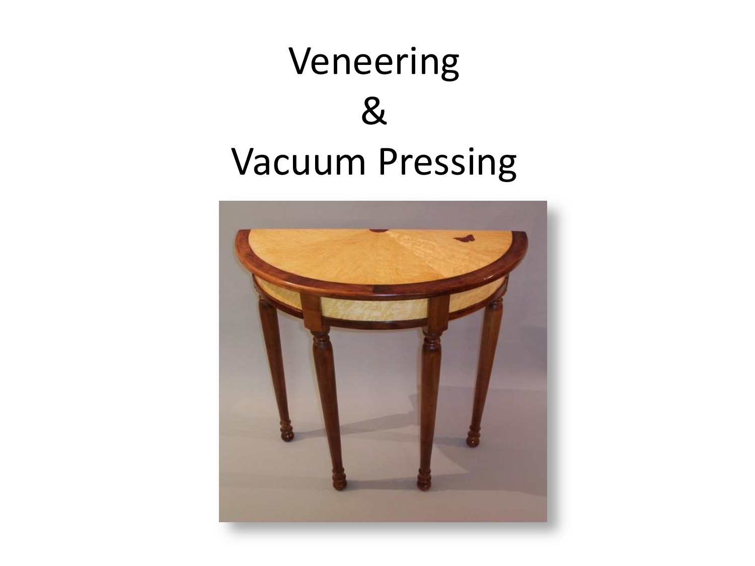# Veneering & Vacuum Pressing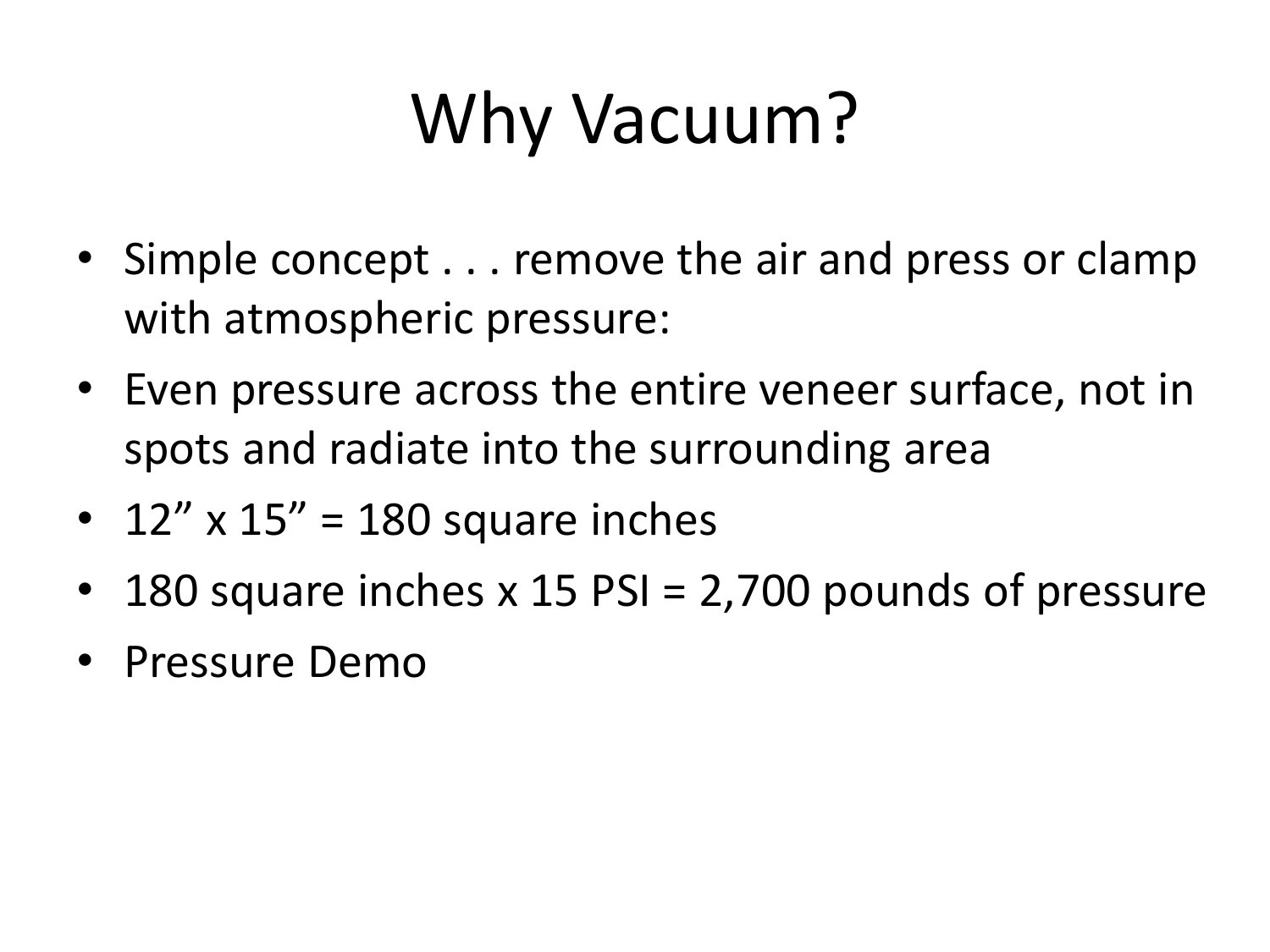# Why Vacuum?

- Simple concept . . . remove the air and press or clamp with atmospheric pressure:
- Even pressure across the entire veneer surface, not in spots and radiate into the surrounding area
- 12” x 15” = 180 square inches
- 180 square inches x 15 PSI = 2,700 pounds of pressure
- Pressure Demo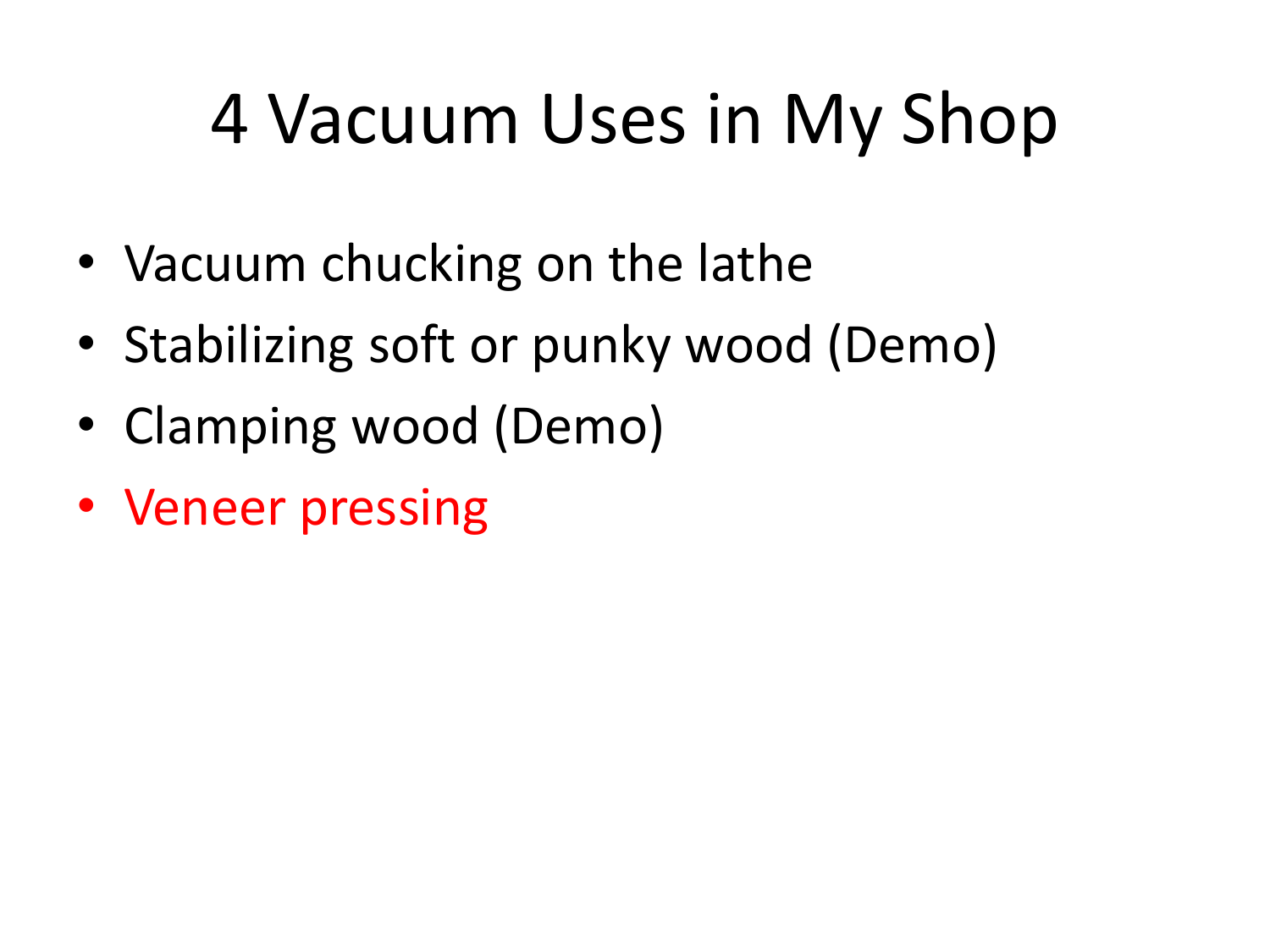# 4 Vacuum Uses in My Shop

- Vacuum chucking on the lathe
- Stabilizing soft or punky wood (Demo)
- Clamping wood (Demo)
- Veneer pressing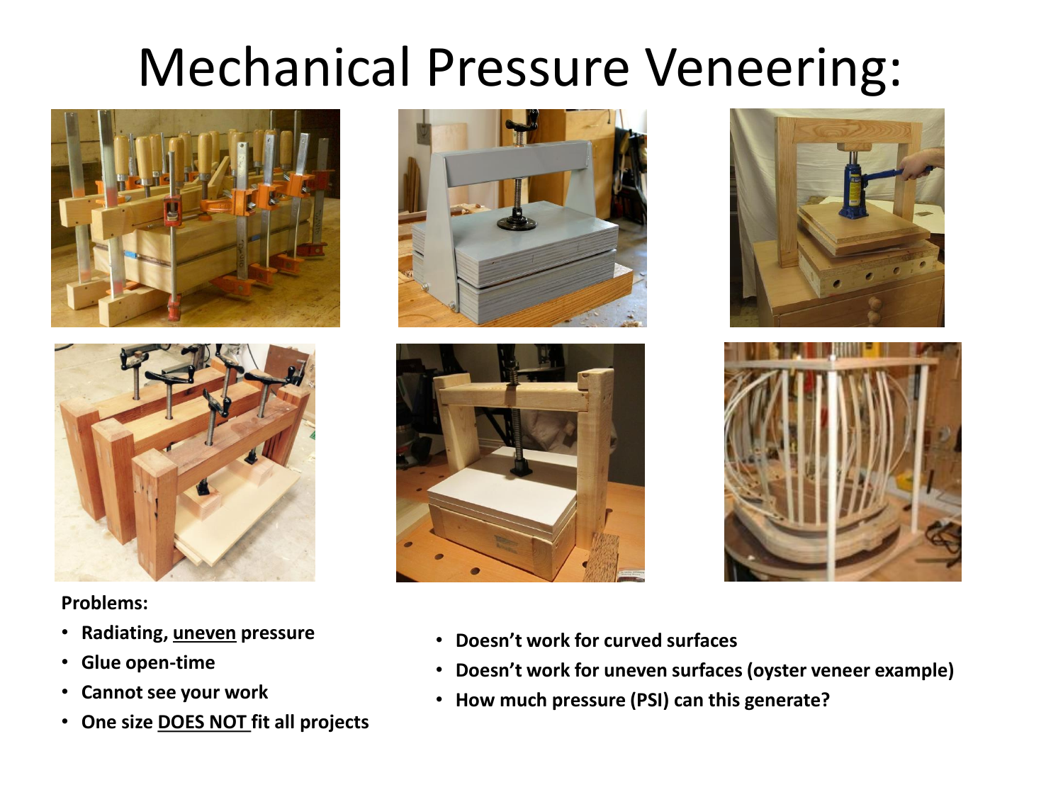# Mechanical Pressure Veneering:

**Problems:**

- **Radiating, uneven pressure**
- **Glue open-time**
- **Cannot see your work**
- **One size DOES NOT fit all projects**
- **Doesn't work for curved surfaces**
- **Doesn't work for uneven surfaces (oyster veneer example)**
- **How much pressure (PSI) can this generate?**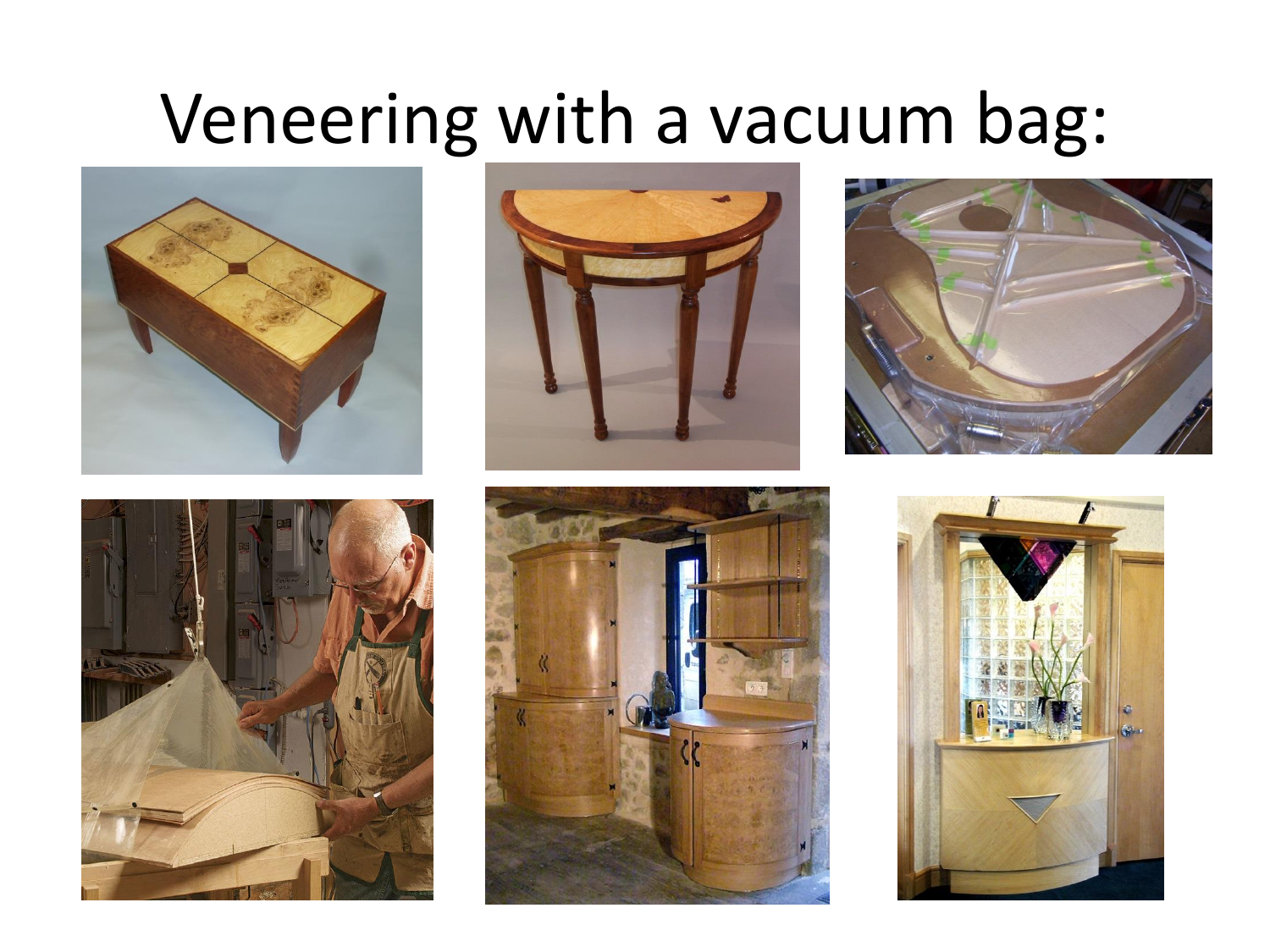# Veneering with a vacuum bag: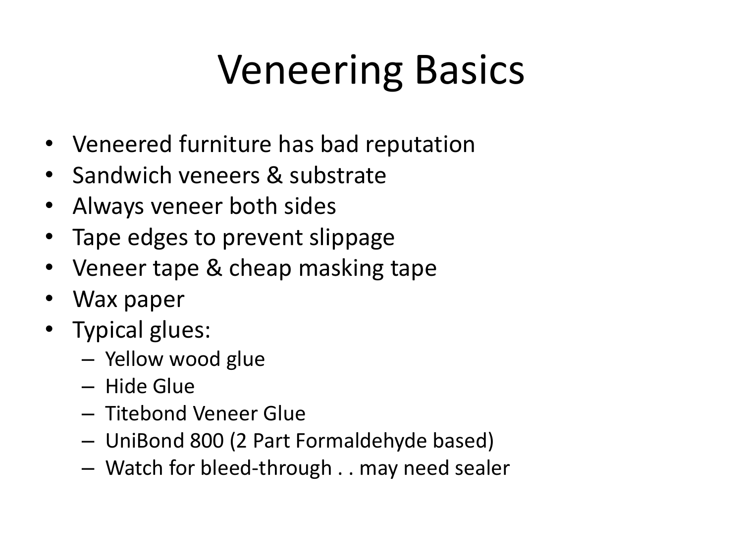# Veneering Basics

- Veneered furniture has bad reputation
- Sandwich veneers & substrate
- Always veneer both sides
- Tape edges to prevent slippage
- Veneer tape & cheap masking tape
- Wax paper
- Typical glues:
  - Yellow wood glue
  - Hide Glue
  - Titebond Veneer Glue
  - UniBond 800 (2 Part Formaldehyde based)
  - Watch for bleed-through . . may need sealer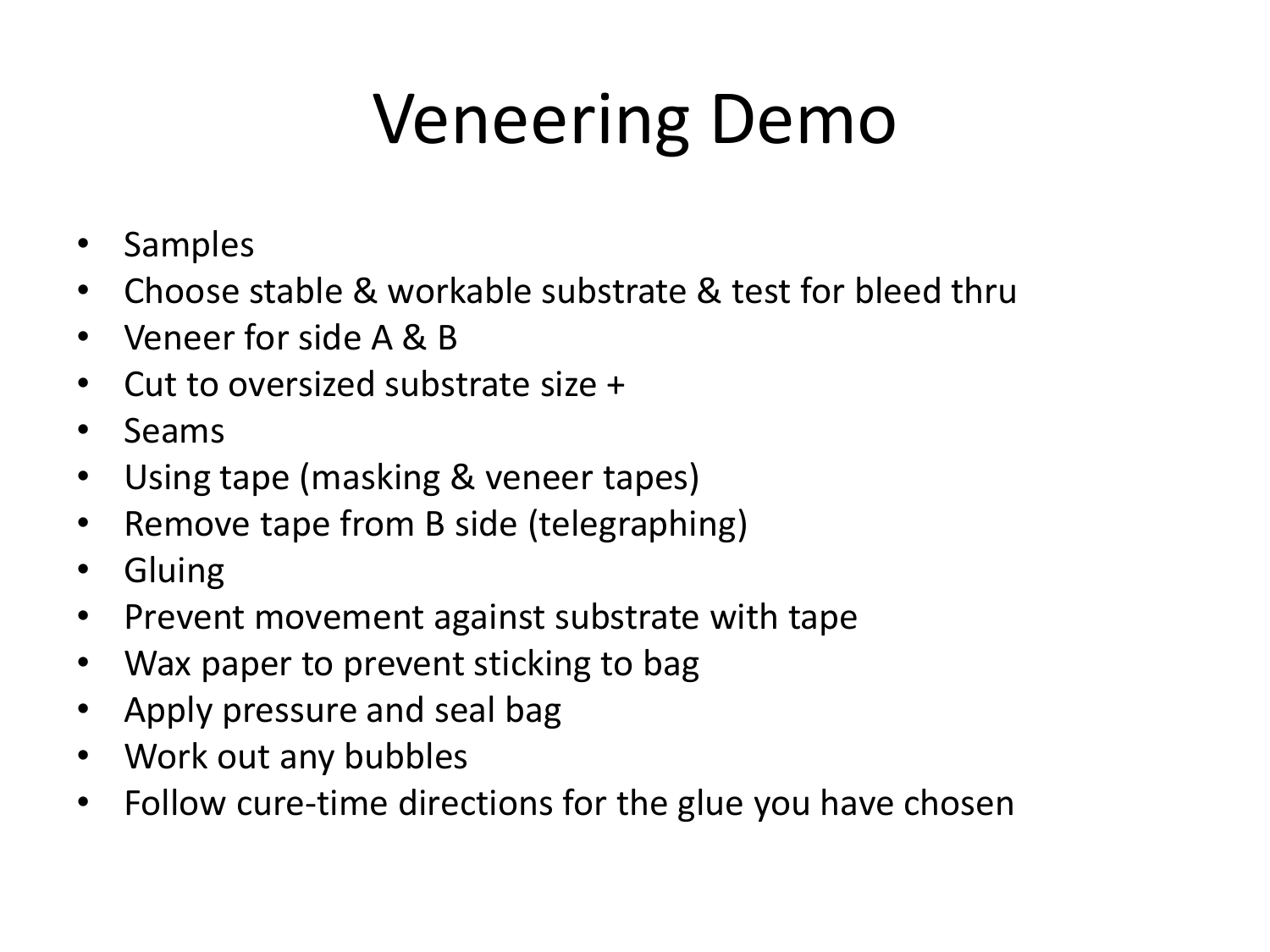# Veneering Demo

- Samples
- Choose stable & workable substrate & test for bleed thru
- Veneer for side A & B
- Cut to oversized substrate size +
- Seams
- Using tape (masking & veneer tapes)
- Remove tape from B side (telegraphing)
- Gluing
- Prevent movement against substrate with tape
- Wax paper to prevent sticking to bag
- Apply pressure and seal bag
- Work out any bubbles
- Follow cure-time directions for the glue you have chosen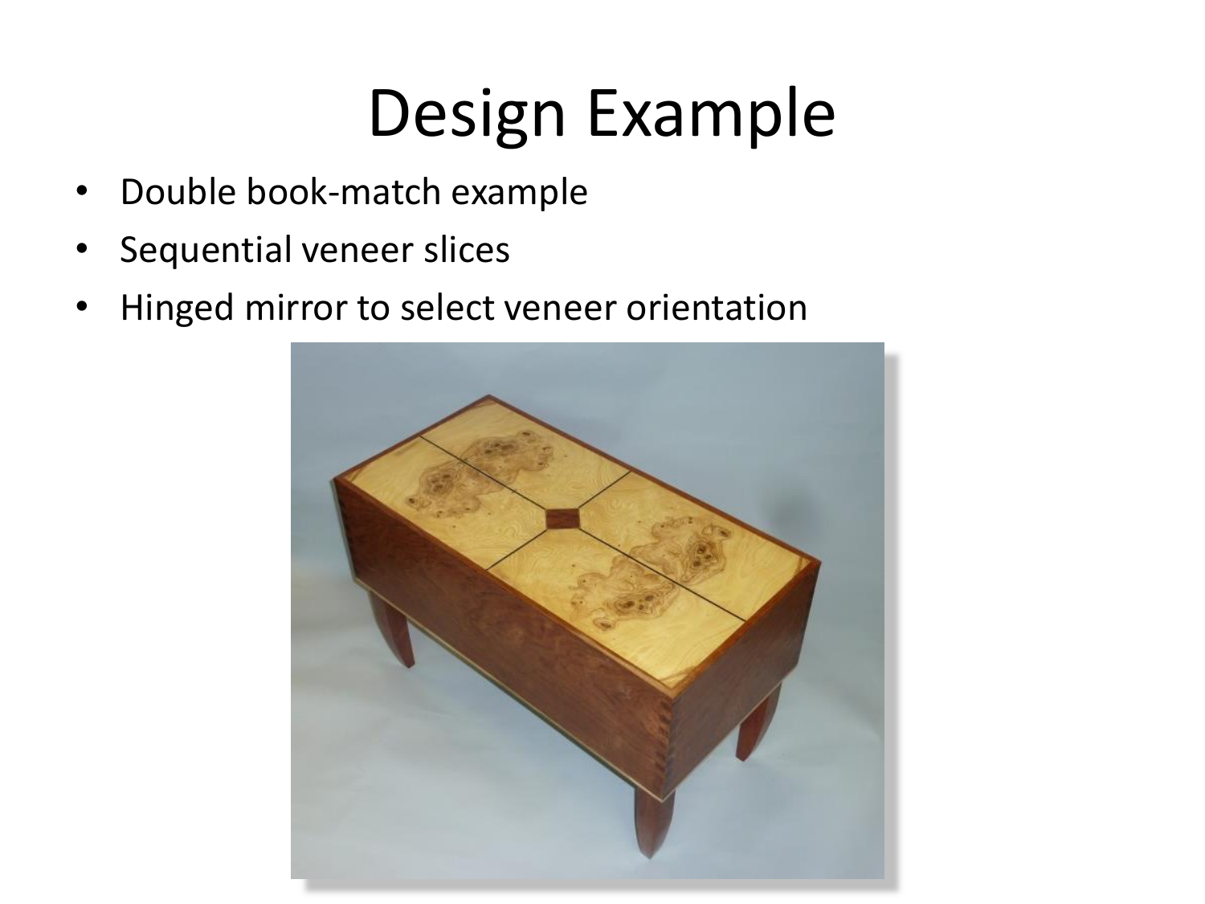# Design Example

- Double book-match example
- Sequential veneer slices
- Hinged mirror to select veneer orientation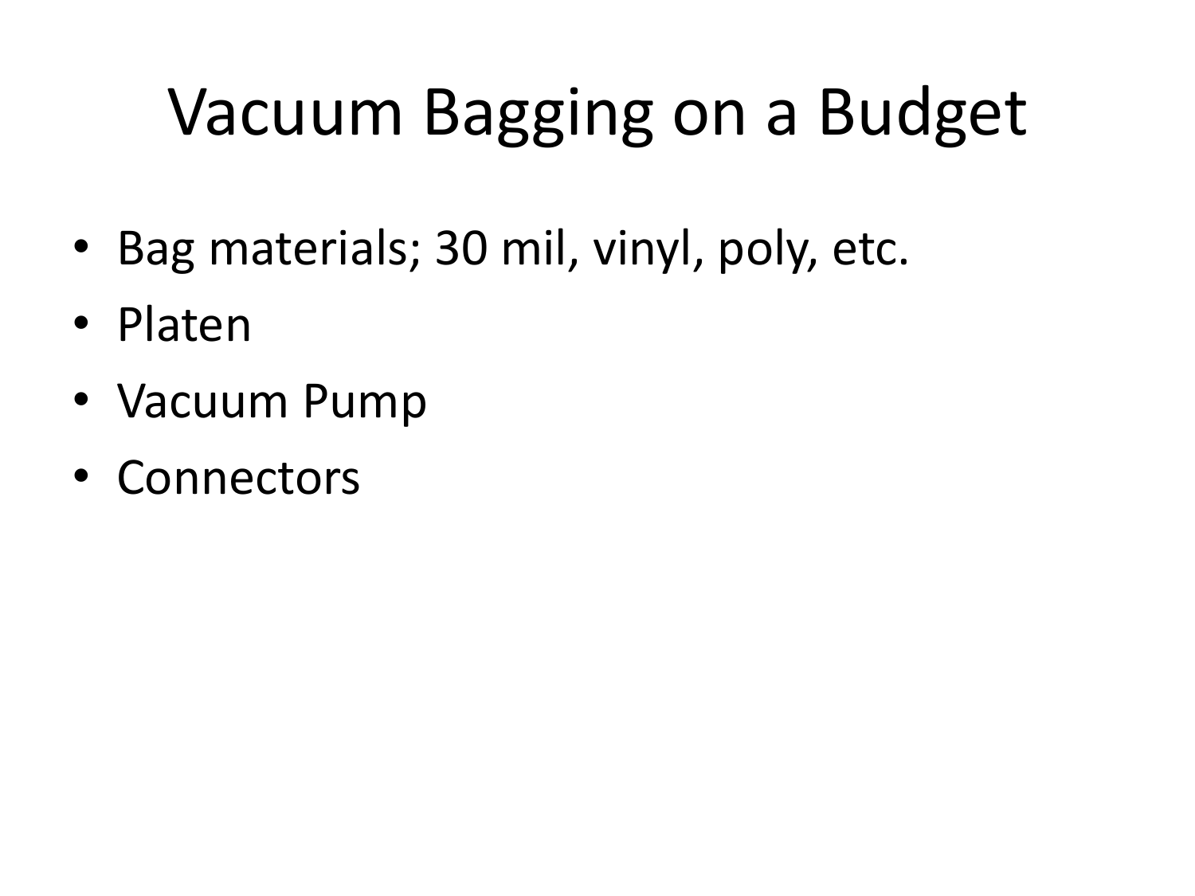# Vacuum Bagging on a Budget

- Bag materials; 30 mil, vinyl, poly, etc.
- Platen
- Vacuum Pump
- Connectors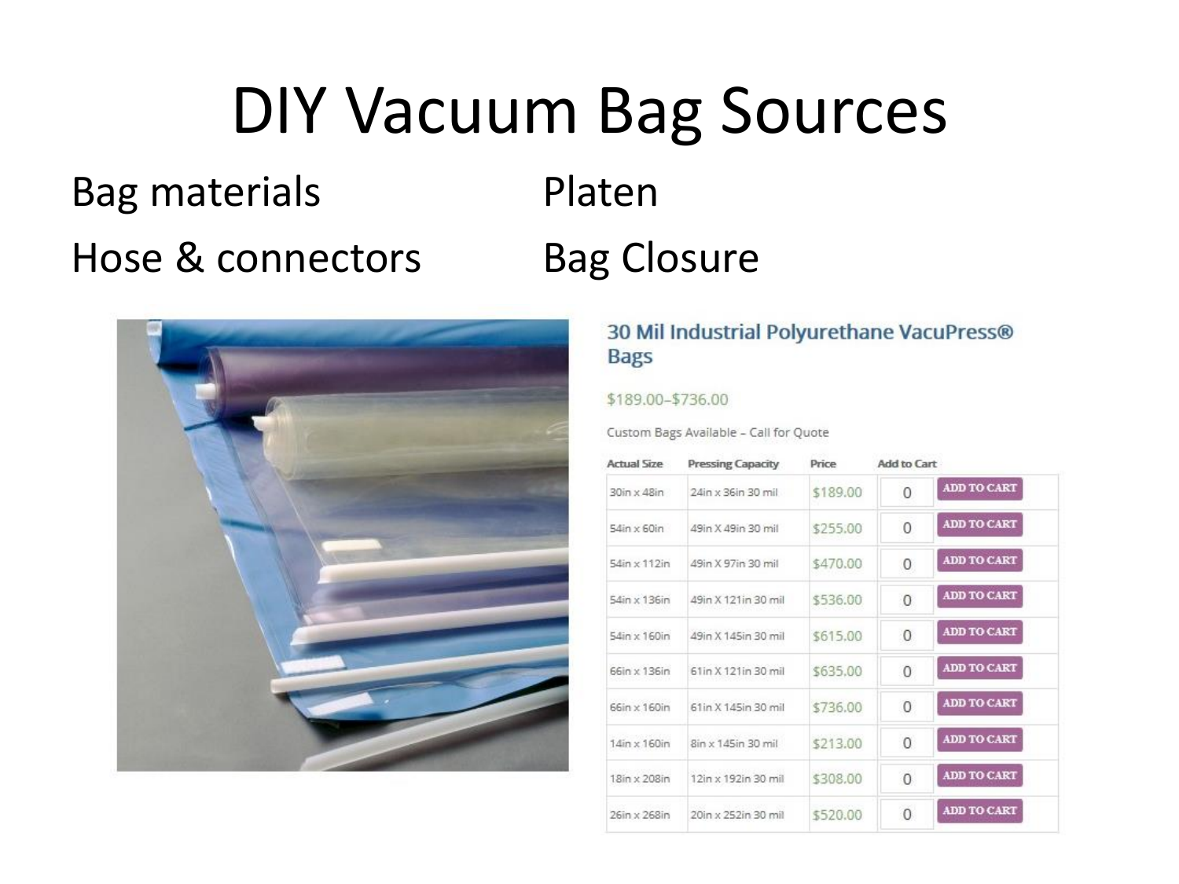# DIY Vacuum Bag Sources

Bag materials

Hose & connectors

Platen

Bag Closure

### 30 Mil Industrial Polyurethane VacuPress® Bags

$189.00–$736.00

Custom Bags Available – Call for Quote

| Actual Size | Pressing Capacity | Price | Add to Cart |
|---|---|---|---|
| 30in x 48in | 24in x 36in 30 mil | $189.00 | 0 ADD TO CART |
| 54in x 60in | 49in X 49in 30 mil | $255.00 | 0 ADD TO CART |
| 54in x 112in | 49in X 97in 30 mil | $470.00 | 0 ADD TO CART |
| 54in x 136in | 49in X 121in 30 mil | $536.00 | 0 ADD TO CART |
| 54in x 160in | 49in X 145in 30 mil | $615.00 | 0 ADD TO CART |
| 66in x 136in | 61in X 121in 30 mil | $635.00 | 0 ADD TO CART |
| 66in x 160in | 61in X 145in 30 mil | $736.00 | 0 ADD TO CART |
| 14in x 160in | 8in x 145in 30 mil | $213.00 | 0 ADD TO CART |
| 18in x 208in | 12in x 192in 30 mil | $308.00 | 0 ADD TO CART |
| 26in x 268in | 20in x 252in 30 mil | $520.00 | 0 ADD TO CART |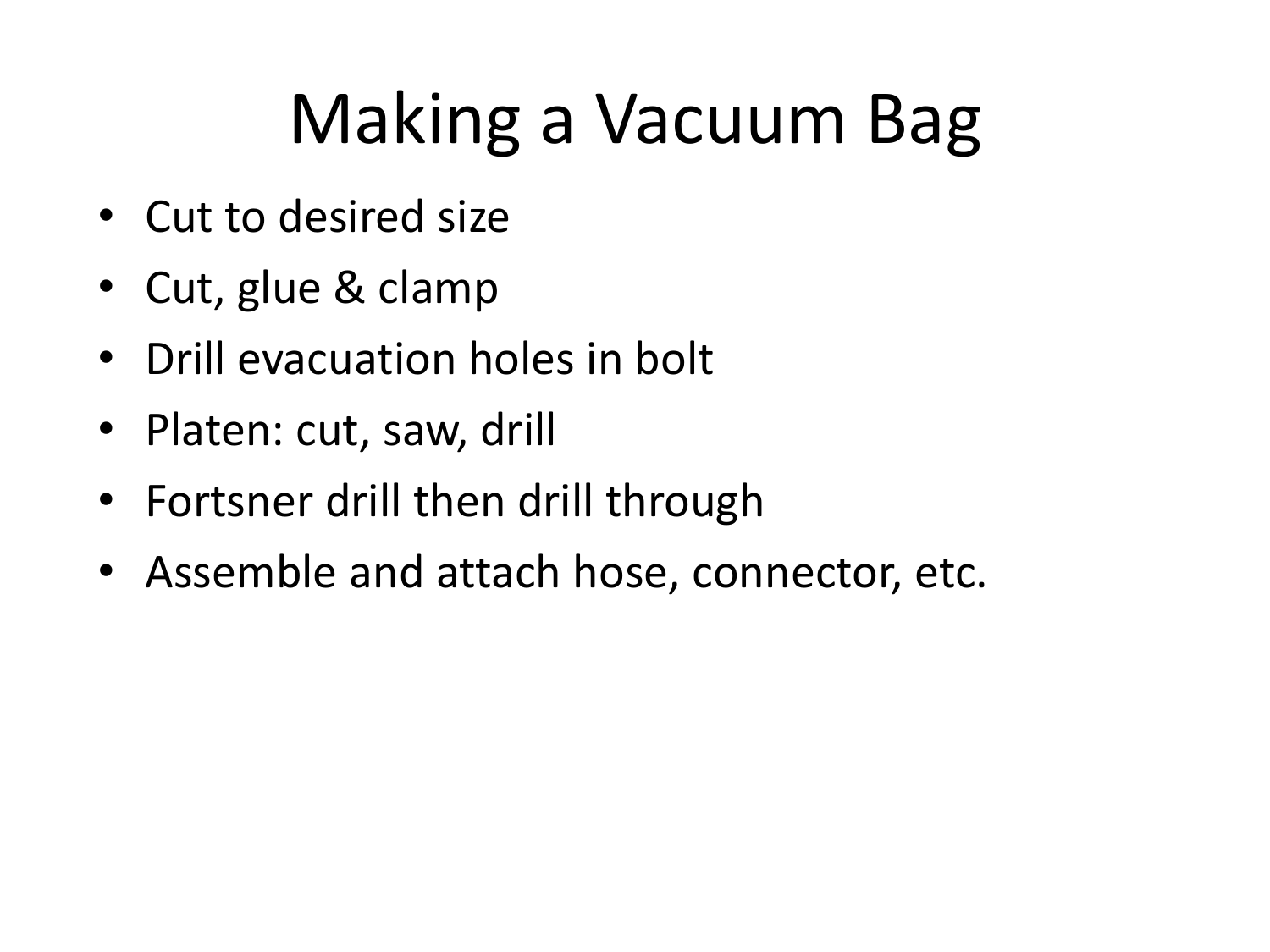# Making a Vacuum Bag

- Cut to desired size
- Cut, glue & clamp
- Drill evacuation holes in bolt
- Platen: cut, saw, drill
- Fortsner drill then drill through
- Assemble and attach hose, connector, etc.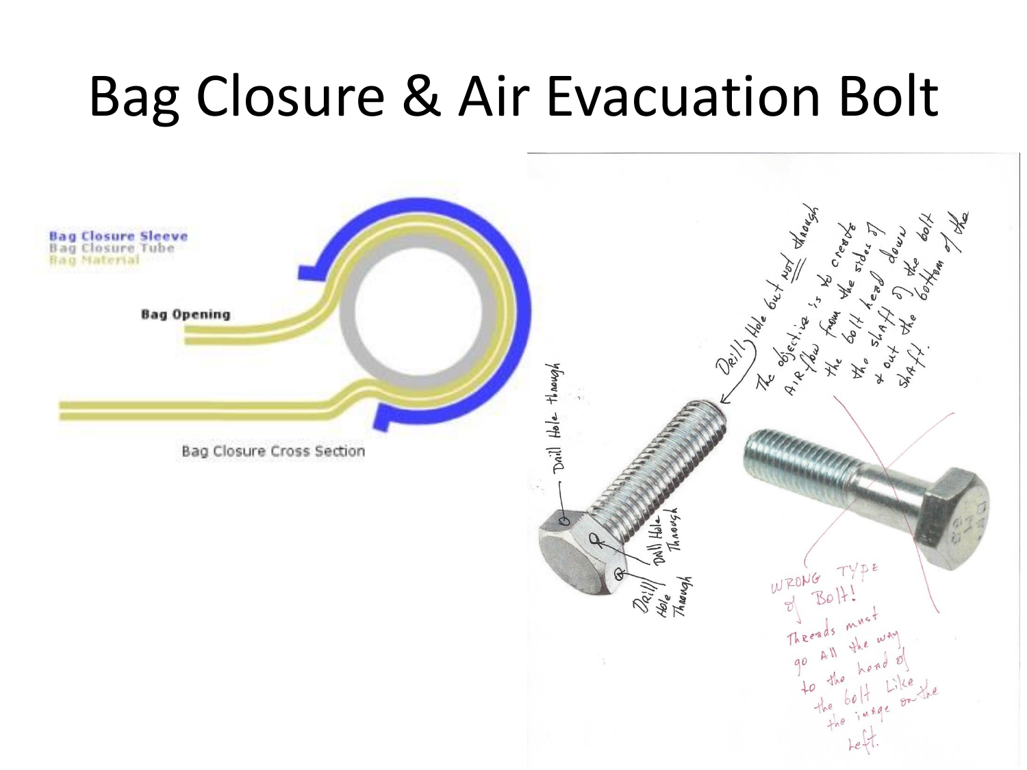# Bag Closure & Air Evacuation Bolt

Bag Closure Sleeve
Bag Closure Tube
Bag Material

Bag Opening

Bag Closure Cross Section

Drill Hole but not through

The objective is to create AIRflow from the sides of the bolt head down the shaft of the bolt & out the bottom of the shaft.

Drill Hole through

Drill Hole Through

Drill Hole Through

WRONG TYPE of Bolt!
Threads must go All the way to the head of the bolt Like the image on the left.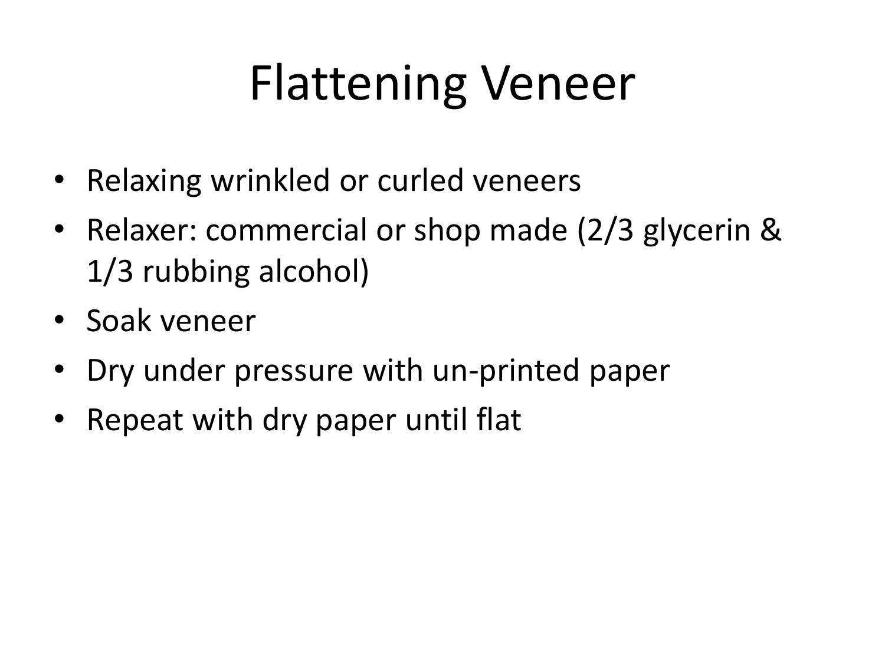# Flattening Veneer

- Relaxing wrinkled or curled veneers
- Relaxer: commercial or shop made (2/3 glycerin & 1/3 rubbing alcohol)
- Soak veneer
- Dry under pressure with un-printed paper
- Repeat with dry paper until flat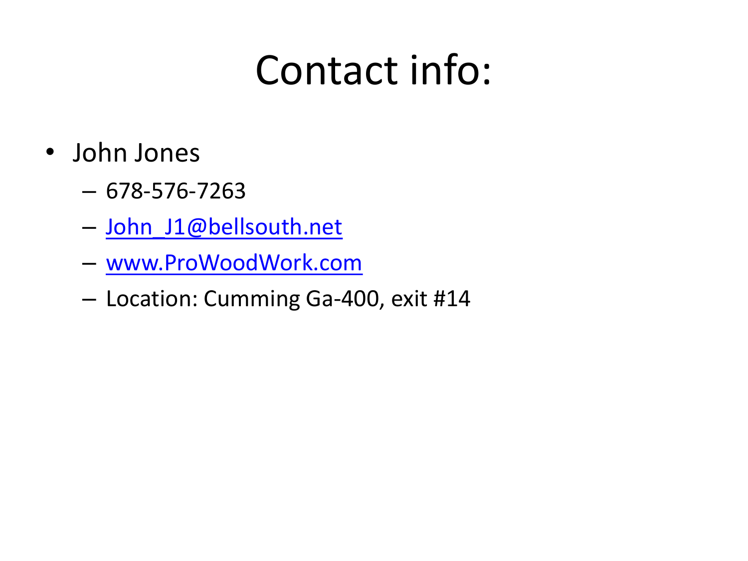# Contact info:

- John Jones
  - 678-576-7263
  - John_J1@bellsouth.net
  - www.ProWoodWork.com
  - Location: Cumming Ga-400, exit #14